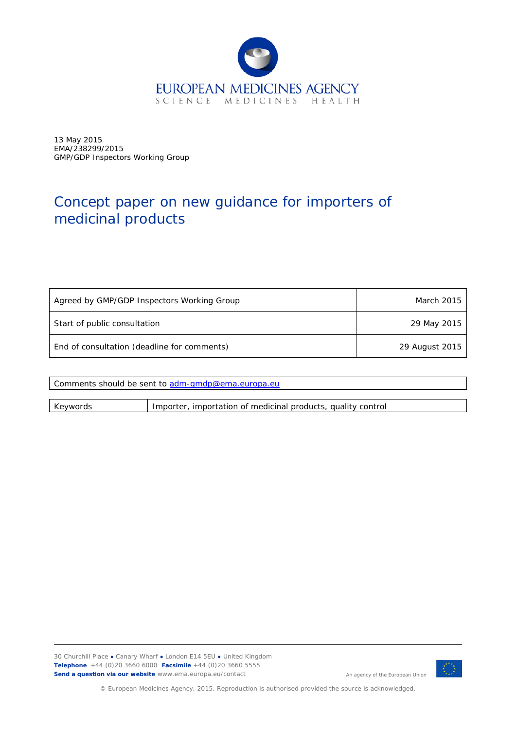EUROPEAN MEDICINES AGENCY

SCIENCE MEDICINES HEALTH

13 May 2015
EMA/238299/2015
GMP/GDP Inspectors Working Group

# Concept paper on new guidance for importers of medicinal products

| | |
|---|---|
| Agreed by GMP/GDP Inspectors Working Group | March 2015 |
| Start of public consultation | 29 May 2015 |
| End of consultation (deadline for comments) | 29 August 2015 |

| |
|---|
| Comments should be sent to adm-gmdp@ema.europa.eu |

| | |
|---|---|
| Keywords | Importer, importation of medicinal products, quality control |

30 Churchill Place ● Canary Wharf ● London E14 5EU ● United Kingdom
**Telephone** +44 (0)20 3660 6000 **Facsimile** +44 (0)20 3660 5555
**Send a question via our website** www.ema.europa.eu/contact

An agency of the European Union

© European Medicines Agency, 2015. Reproduction is authorised provided the source is acknowledged.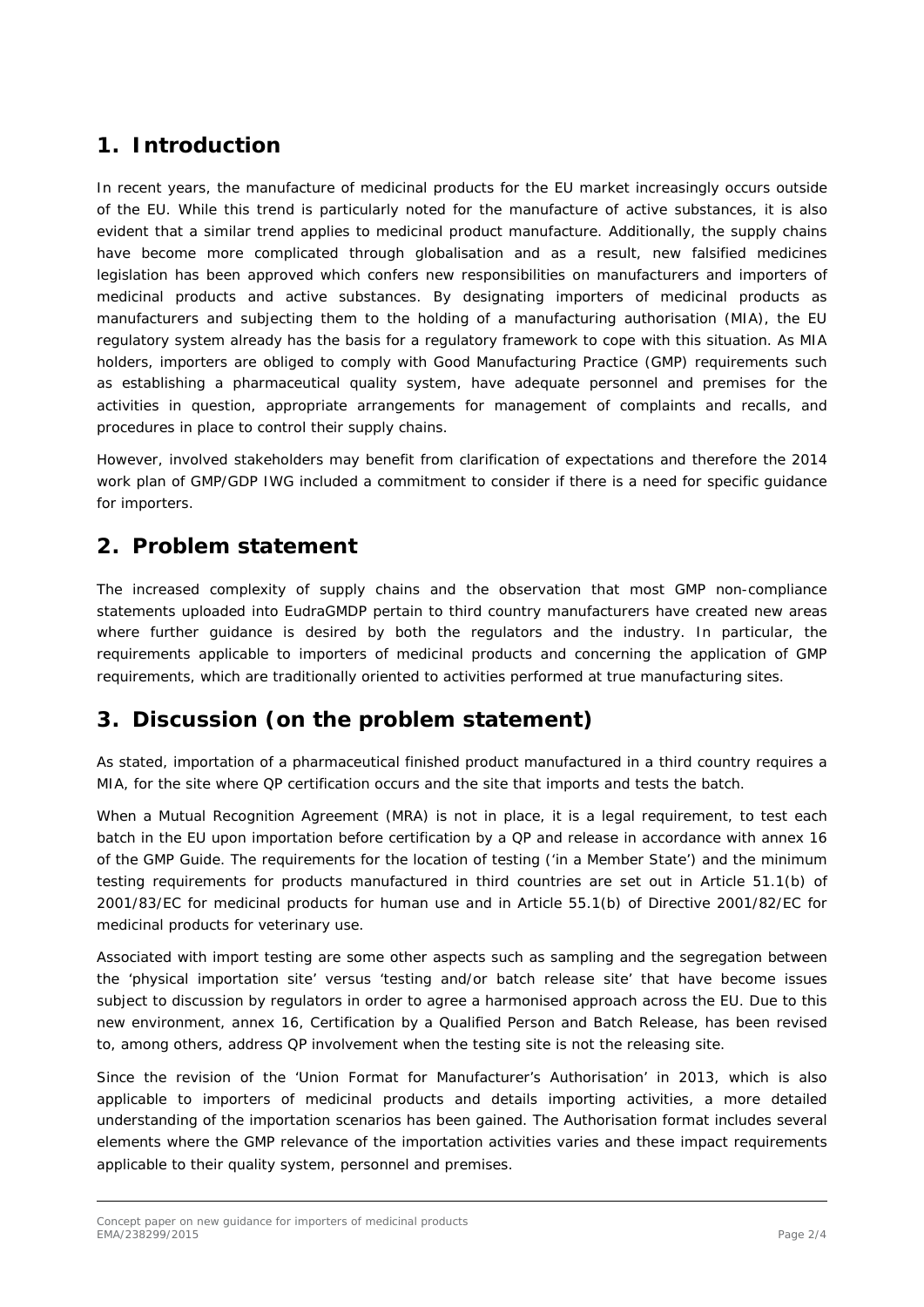## 1. Introduction

In recent years, the manufacture of medicinal products for the EU market increasingly occurs outside of the EU. While this trend is particularly noted for the manufacture of active substances, it is also evident that a similar trend applies to medicinal product manufacture. Additionally, the supply chains have become more complicated through globalisation and as a result, new falsified medicines legislation has been approved which confers new responsibilities on manufacturers and importers of medicinal products and active substances. By designating importers of medicinal products as manufacturers and subjecting them to the holding of a manufacturing authorisation (MIA), the EU regulatory system already has the basis for a regulatory framework to cope with this situation. As MIA holders, importers are obliged to comply with Good Manufacturing Practice (GMP) requirements such as establishing a pharmaceutical quality system, have adequate personnel and premises for the activities in question, appropriate arrangements for management of complaints and recalls, and procedures in place to control their supply chains.

However, involved stakeholders may benefit from clarification of expectations and therefore the 2014 work plan of GMP/GDP IWG included a commitment to consider if there is a need for specific guidance for importers.

## 2. Problem statement

The increased complexity of supply chains and the observation that most GMP non-compliance statements uploaded into EudraGMDP pertain to third country manufacturers have created new areas where further guidance is desired by both the regulators and the industry. In particular, the requirements applicable to importers of medicinal products and concerning the application of GMP requirements, which are traditionally oriented to activities performed at true manufacturing sites.

## 3. Discussion (on the problem statement)

As stated, importation of a pharmaceutical finished product manufactured in a third country requires a MIA, for the site where QP certification occurs and the site that imports and tests the batch.

When a Mutual Recognition Agreement (MRA) is not in place, it is a legal requirement, to test each batch in the EU upon importation before certification by a QP and release in accordance with annex 16 of the GMP Guide. The requirements for the location of testing ('in a Member State') and the minimum testing requirements for products manufactured in third countries are set out in Article 51.1(b) of 2001/83/EC for medicinal products for human use and in Article 55.1(b) of Directive 2001/82/EC for medicinal products for veterinary use.

Associated with import testing are some other aspects such as sampling and the segregation between the 'physical importation site' versus 'testing and/or batch release site' that have become issues subject to discussion by regulators in order to agree a harmonised approach across the EU. Due to this new environment, annex 16, Certification by a Qualified Person and Batch Release, has been revised to, among others, address QP involvement when the testing site is not the releasing site.

Since the revision of the 'Union Format for Manufacturer's Authorisation' in 2013, which is also applicable to importers of medicinal products and details importing activities, a more detailed understanding of the importation scenarios has been gained. The Authorisation format includes several elements where the GMP relevance of the importation activities varies and these impact requirements applicable to their quality system, personnel and premises.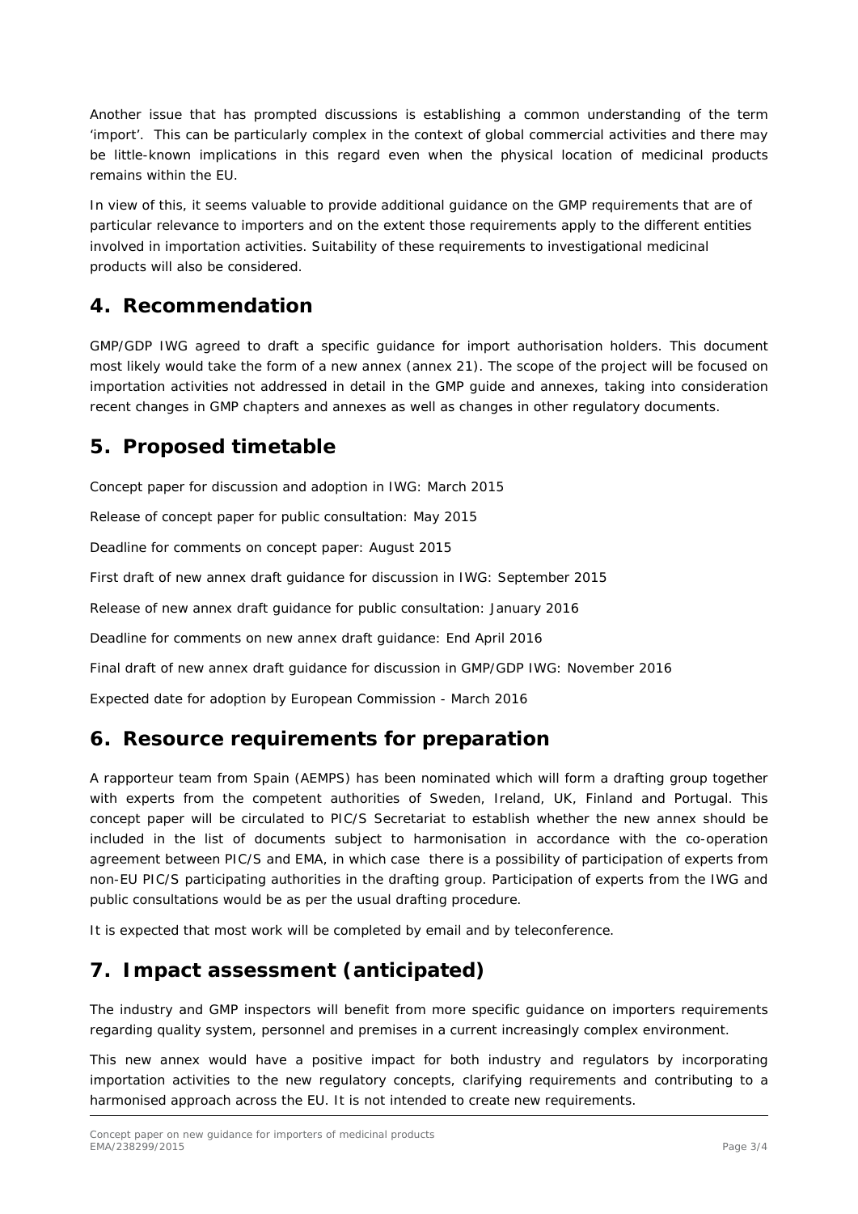Another issue that has prompted discussions is establishing a common understanding of the term 'import'. This can be particularly complex in the context of global commercial activities and there may be little-known implications in this regard even when the physical location of medicinal products remains within the EU.

In view of this, it seems valuable to provide additional guidance on the GMP requirements that are of particular relevance to importers and on the extent those requirements apply to the different entities involved in importation activities. Suitability of these requirements to investigational medicinal products will also be considered.

## 4. Recommendation

GMP/GDP IWG agreed to draft a specific guidance for import authorisation holders. This document most likely would take the form of a new annex (annex 21). The scope of the project will be focused on importation activities not addressed in detail in the GMP guide and annexes, taking into consideration recent changes in GMP chapters and annexes as well as changes in other regulatory documents.

## 5. Proposed timetable

Concept paper for discussion and adoption in IWG: March 2015

Release of concept paper for public consultation: May 2015

Deadline for comments on concept paper: August 2015

First draft of new annex draft guidance for discussion in IWG: September 2015

Release of new annex draft guidance for public consultation: January 2016

Deadline for comments on new annex draft guidance: End April 2016

Final draft of new annex draft guidance for discussion in GMP/GDP IWG: November 2016

Expected date for adoption by European Commission - March 2016

## 6. Resource requirements for preparation

A rapporteur team from Spain (AEMPS) has been nominated which will form a drafting group together with experts from the competent authorities of Sweden, Ireland, UK, Finland and Portugal. This concept paper will be circulated to PIC/S Secretariat to establish whether the new annex should be included in the list of documents subject to harmonisation in accordance with the co-operation agreement between PIC/S and EMA, in which case there is a possibility of participation of experts from non-EU PIC/S participating authorities in the drafting group. Participation of experts from the IWG and public consultations would be as per the usual drafting procedure.

It is expected that most work will be completed by email and by teleconference.

## 7. Impact assessment (anticipated)

The industry and GMP inspectors will benefit from more specific guidance on importers requirements regarding quality system, personnel and premises in a current increasingly complex environment.

This new annex would have a positive impact for both industry and regulators by incorporating importation activities to the new regulatory concepts, clarifying requirements and contributing to a harmonised approach across the EU. It is not intended to create new requirements.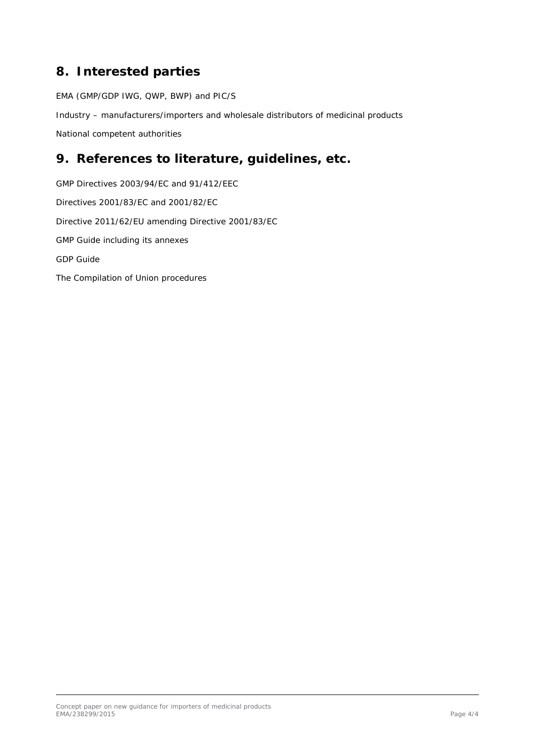## 8. Interested parties

EMA (GMP/GDP IWG, QWP, BWP) and PIC/S

Industry – manufacturers/importers and wholesale distributors of medicinal products

National competent authorities

## 9. References to literature, guidelines, etc.

GMP Directives 2003/94/EC and 91/412/EEC

Directives 2001/83/EC and 2001/82/EC

Directive 2011/62/EU amending Directive 2001/83/EC

GMP Guide including its annexes

GDP Guide

The Compilation of Union procedures